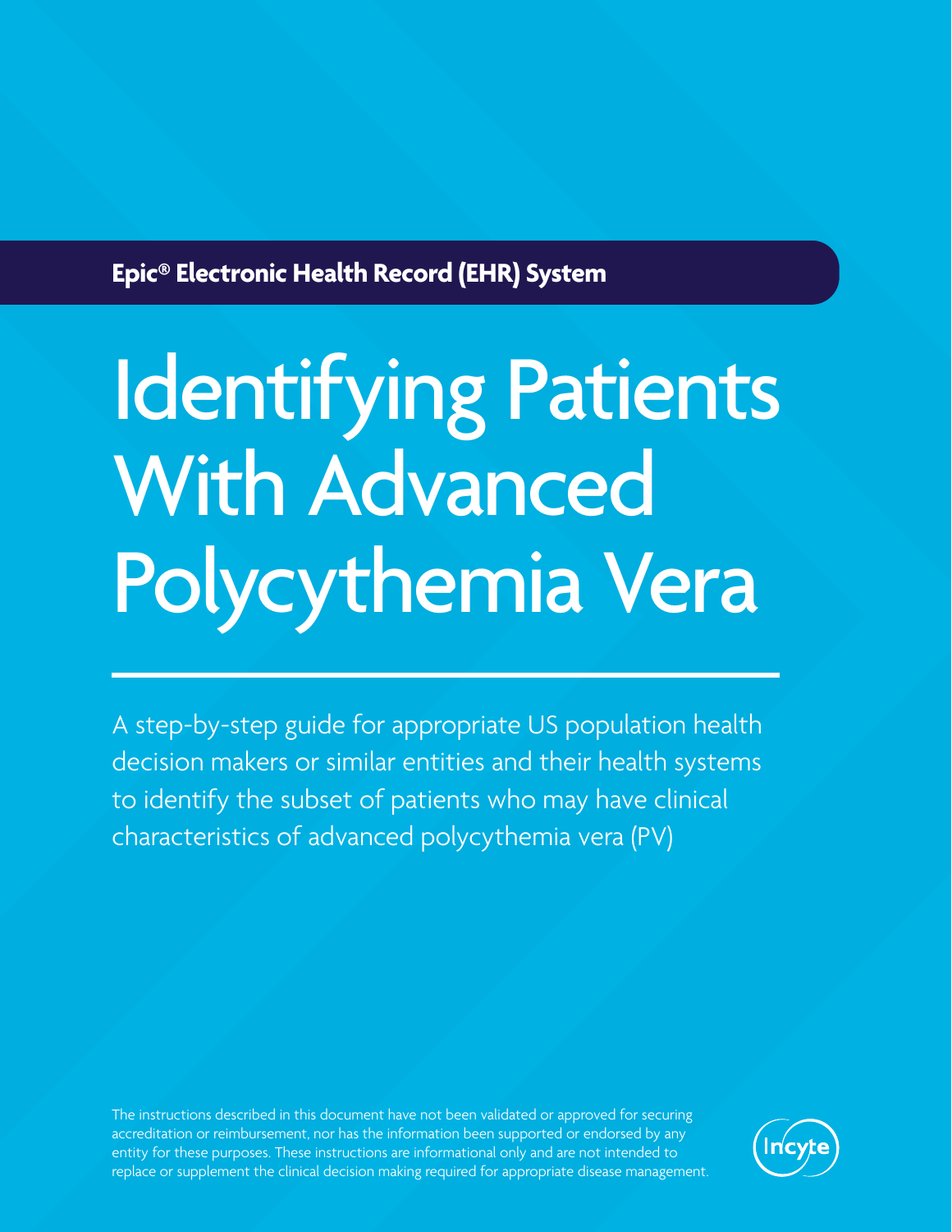**Epic® Electronic Health Record (EHR) System**

# Identifying Patients With Advanced Polycythemia Vera

A step-by-step guide for appropriate US population health decision makers or similar entities and their health systems to identify the subset of patients who may have clinical characteristics of advanced polycythemia vera (PV)

The instructions described in this document have not been validated or approved for securing accreditation or reimbursement, nor has the information been supported or endorsed by any entity for these purposes. These instructions are informational only and are not intended to replace or supplement the clinical decision making required for appropriate disease management.

Incyte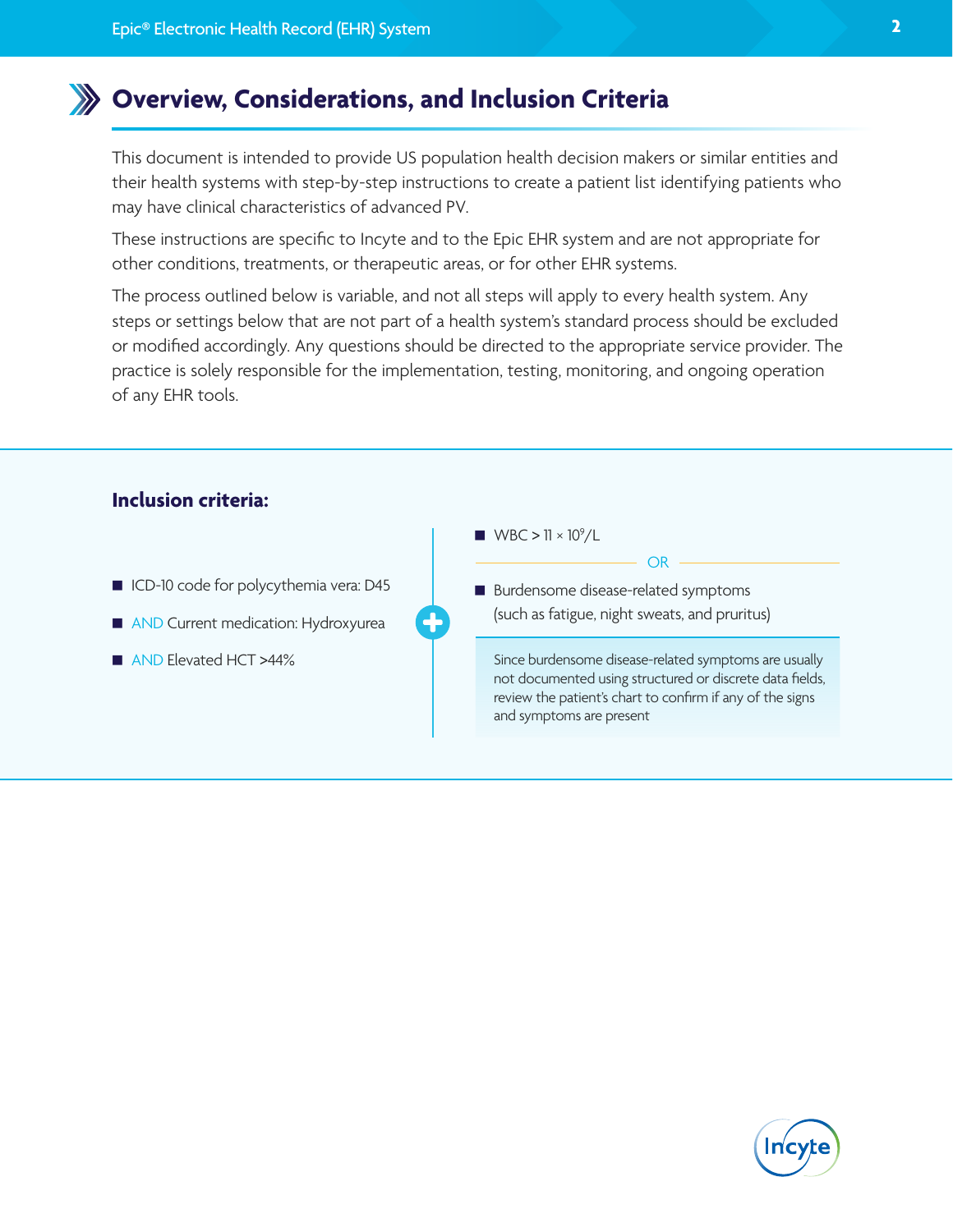## Overview, Considerations, and Inclusion Criteria

This document is intended to provide US population health decision makers or similar entities and their health systems with step-by-step instructions to create a patient list identifying patients who may have clinical characteristics of advanced PV.

These instructions are specific to Incyte and to the Epic EHR system and are not appropriate for other conditions, treatments, or therapeutic areas, or for other EHR systems.

The process outlined below is variable, and not all steps will apply to every health system. Any steps or settings below that are not part of a health system's standard process should be excluded or modified accordingly. Any questions should be directed to the appropriate service provider. The practice is solely responsible for the implementation, testing, monitoring, and ongoing operation of any EHR tools.

### Inclusion criteria:

- ICD-10 code for polycythemia vera: D45
- AND Current medication: Hydroxyurea
- AND Elevated HCT >44%

+

- WBC > 11 × $10^9$/L

OR

- Burdensome disease-related symptoms (such as fatigue, night sweats, and pruritus)

Since burdensome disease-related symptoms are usually not documented using structured or discrete data fields, review the patient's chart to confirm if any of the signs and symptoms are present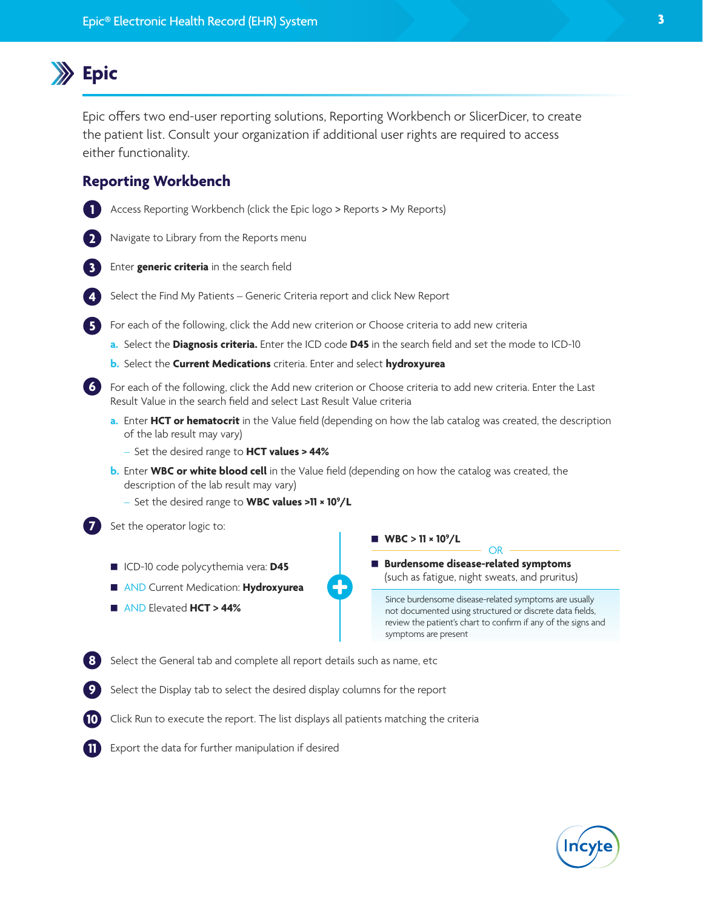# Epic

Epic offers two end-user reporting solutions, Reporting Workbench or SlicerDicer, to create the patient list. Consult your organization if additional user rights are required to access either functionality.

## Reporting Workbench

1. Access Reporting Workbench (click the Epic logo > Reports > My Reports)
2. Navigate to Library from the Reports menu
3. Enter **generic criteria** in the search field
4. Select the Find My Patients – Generic Criteria report and click New Report
5. For each of the following, click the Add new criterion or Choose criteria to add new criteria
   a. Select the **Diagnosis criteria.** Enter the ICD code **D45** in the search field and set the mode to ICD-10
   b. Select the **Current Medications** criteria. Enter and select **hydroxyurea**
6. For each of the following, click the Add new criterion or Choose criteria to add new criteria. Enter the Last Result Value in the search field and select Last Result Value criteria
   a. Enter **HCT or hematocrit** in the Value field (depending on how the lab catalog was created, the description of the lab result may vary)
      – Set the desired range to **HCT values > 44%**
   b. Enter **WBC or white blood cell** in the Value field (depending on how the catalog was created, the description of the lab result may vary)
      – Set the desired range to **WBC values >11 × $10^9$/L**
7. Set the operator logic to:
   - ICD-10 code polycythemia vera: **D45**
   - AND Current Medication: **Hydroxyurea**
   - AND Elevated **HCT > 44%**

   **+**

   - **WBC > 11 × $10^9$/L**

   OR

   - **Burdensome disease-related symptoms** (such as fatigue, night sweats, and pruritus)

   Since burdensome disease-related symptoms are usually not documented using structured or discrete data fields, review the patient's chart to confirm if any of the signs and symptoms are present

8. Select the General tab and complete all report details such as name, etc
9. Select the Display tab to select the desired display columns for the report
10. Click Run to execute the report. The list displays all patients matching the criteria
11. Export the data for further manipulation if desired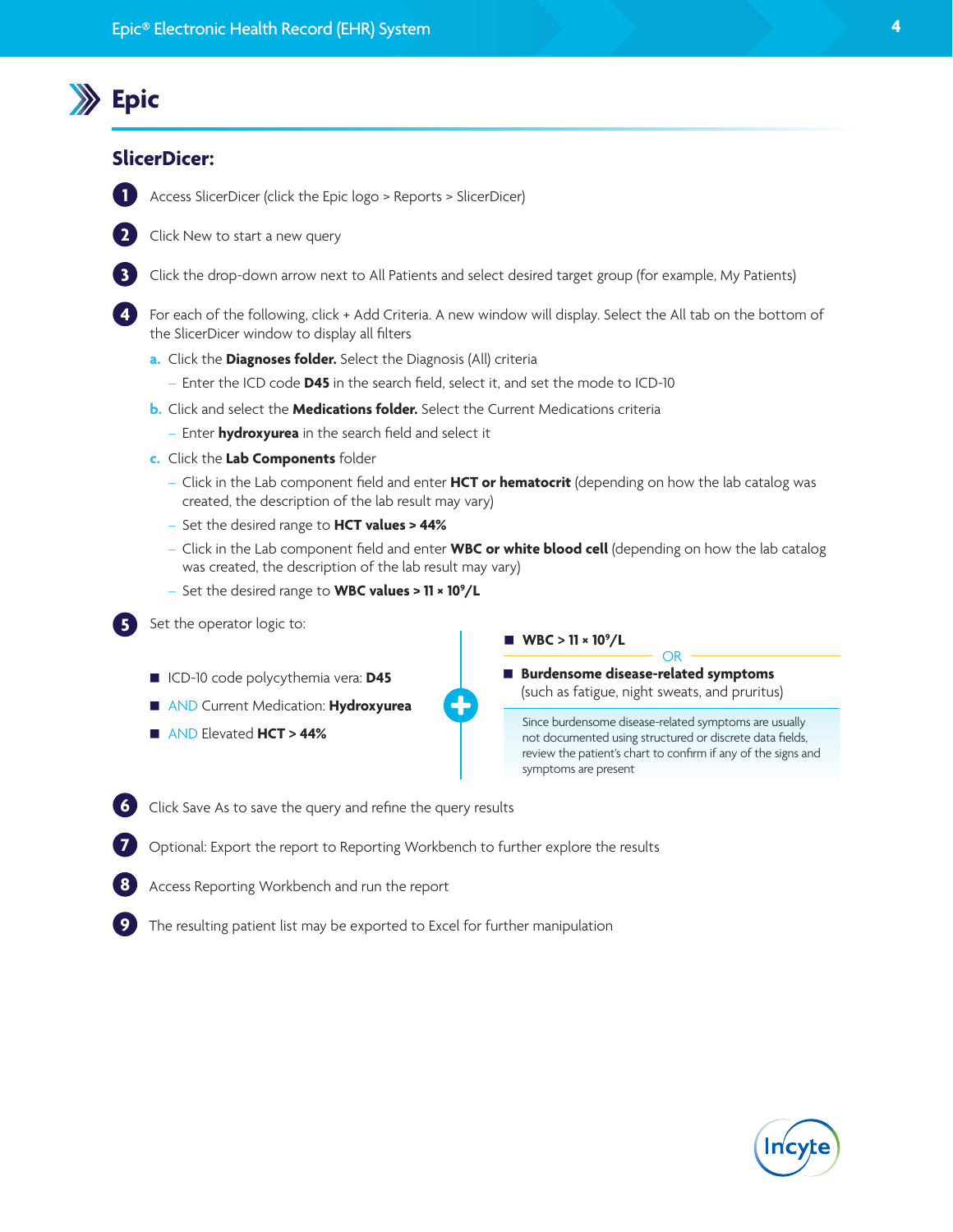# Epic

## SlicerDicer:

1. Access SlicerDicer (click the Epic logo > Reports > SlicerDicer)
2. Click New to start a new query
3. Click the drop-down arrow next to All Patients and select desired target group (for example, My Patients)
4. For each of the following, click + Add Criteria. A new window will display. Select the All tab on the bottom of the SlicerDicer window to display all filters
   - a. Click the **Diagnoses folder.** Select the Diagnosis (All) criteria
     - Enter the ICD code **D45** in the search field, select it, and set the mode to ICD-10
   - b. Click and select the **Medications folder.** Select the Current Medications criteria
     - Enter **hydroxyurea** in the search field and select it
   - c. Click the **Lab Components** folder
     - Click in the Lab component field and enter **HCT or hematocrit** (depending on how the lab catalog was created, the description of the lab result may vary)
     - Set the desired range to **HCT values > 44%**
     - Click in the Lab component field and enter **WBC or white blood cell** (depending on how the lab catalog was created, the description of the lab result may vary)
     - Set the desired range to **WBC values > 11 × $10^9$/L**
5. Set the operator logic to:
   - ICD-10 code polycythemia vera: **D45**
   - AND Current Medication: **Hydroxyurea**
   - AND Elevated **HCT > 44%**

   \+

   - **WBC > 11 × $10^9$/L**

   OR

   - **Burdensome disease-related symptoms** (such as fatigue, night sweats, and pruritus)

   Since burdensome disease-related symptoms are usually not documented using structured or discrete data fields, review the patient's chart to confirm if any of the signs and symptoms are present
6. Click Save As to save the query and refine the query results
7. Optional: Export the report to Reporting Workbench to further explore the results
8. Access Reporting Workbench and run the report
9. The resulting patient list may be exported to Excel for further manipulation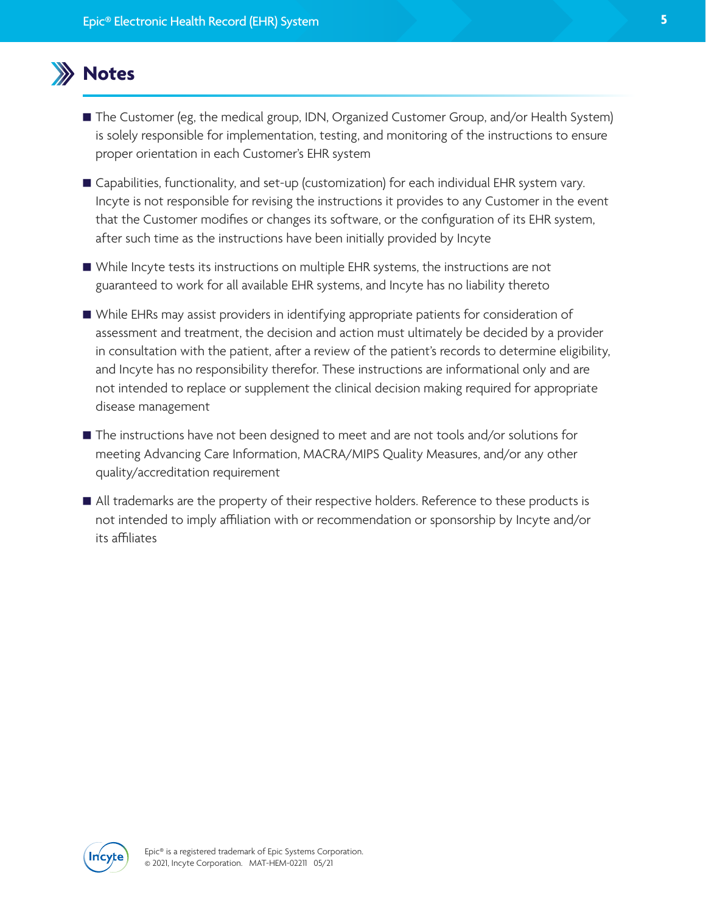# Notes

- The Customer (eg, the medical group, IDN, Organized Customer Group, and/or Health System) is solely responsible for implementation, testing, and monitoring of the instructions to ensure proper orientation in each Customer's EHR system
- Capabilities, functionality, and set-up (customization) for each individual EHR system vary. Incyte is not responsible for revising the instructions it provides to any Customer in the event that the Customer modifies or changes its software, or the configuration of its EHR system, after such time as the instructions have been initially provided by Incyte
- While Incyte tests its instructions on multiple EHR systems, the instructions are not guaranteed to work for all available EHR systems, and Incyte has no liability thereto
- While EHRs may assist providers in identifying appropriate patients for consideration of assessment and treatment, the decision and action must ultimately be decided by a provider in consultation with the patient, after a review of the patient's records to determine eligibility, and Incyte has no responsibility therefor. These instructions are informational only and are not intended to replace or supplement the clinical decision making required for appropriate disease management
- The instructions have not been designed to meet and are not tools and/or solutions for meeting Advancing Care Information, MACRA/MIPS Quality Measures, and/or any other quality/accreditation requirement
- All trademarks are the property of their respective holders. Reference to these products is not intended to imply affiliation with or recommendation or sponsorship by Incyte and/or its affiliates

Incyte

Epic® is a registered trademark of Epic Systems Corporation.
© 2021, Incyte Corporation. MAT-HEM-02211 05/21